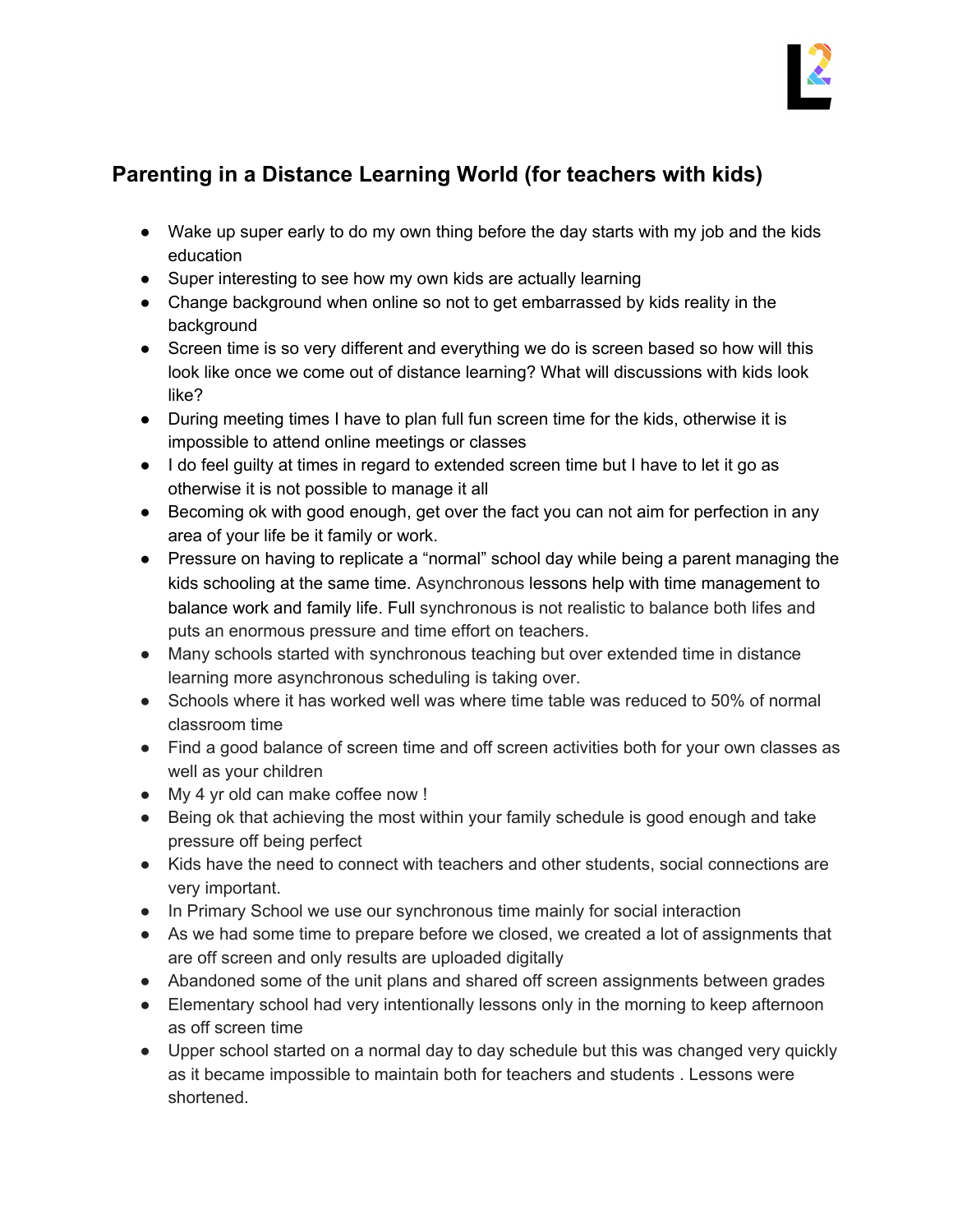## Parenting in a Distance Learning World (for teachers with kids)

- Wake up super early to do my own thing before the day starts with my job and the kids education
- Super interesting to see how my own kids are actually learning
- Change background when online so not to get embarrassed by kids reality in the background
- Screen time is so very different and everything we do is screen based so how will this look like once we come out of distance learning? What will discussions with kids look like?
- During meeting times I have to plan full fun screen time for the kids, otherwise it is impossible to attend online meetings or classes
- I do feel guilty at times in regard to extended screen time but I have to let it go as otherwise it is not possible to manage it all
- Becoming ok with good enough, get over the fact you can not aim for perfection in any area of your life be it family or work.
- Pressure on having to replicate a “normal” school day while being a parent managing the kids schooling at the same time. Asynchronous lessons help with time management to balance work and family life. Full synchronous is not realistic to balance both lifes and puts an enormous pressure and time effort on teachers.
- Many schools started with synchronous teaching but over extended time in distance learning more asynchronous scheduling is taking over.
- Schools where it has worked well was where time table was reduced to 50% of normal classroom time
- Find a good balance of screen time and off screen activities both for your own classes as well as your children
- My 4 yr old can make coffee now !
- Being ok that achieving the most within your family schedule is good enough and take pressure off being perfect
- Kids have the need to connect with teachers and other students, social connections are very important.
- In Primary School we use our synchronous time mainly for social interaction
- As we had some time to prepare before we closed, we created a lot of assignments that are off screen and only results are uploaded digitally
- Abandoned some of the unit plans and shared off screen assignments between grades
- Elementary school had very intentionally lessons only in the morning to keep afternoon as off screen time
- Upper school started on a normal day to day schedule but this was changed very quickly as it became impossible to maintain both for teachers and students . Lessons were shortened.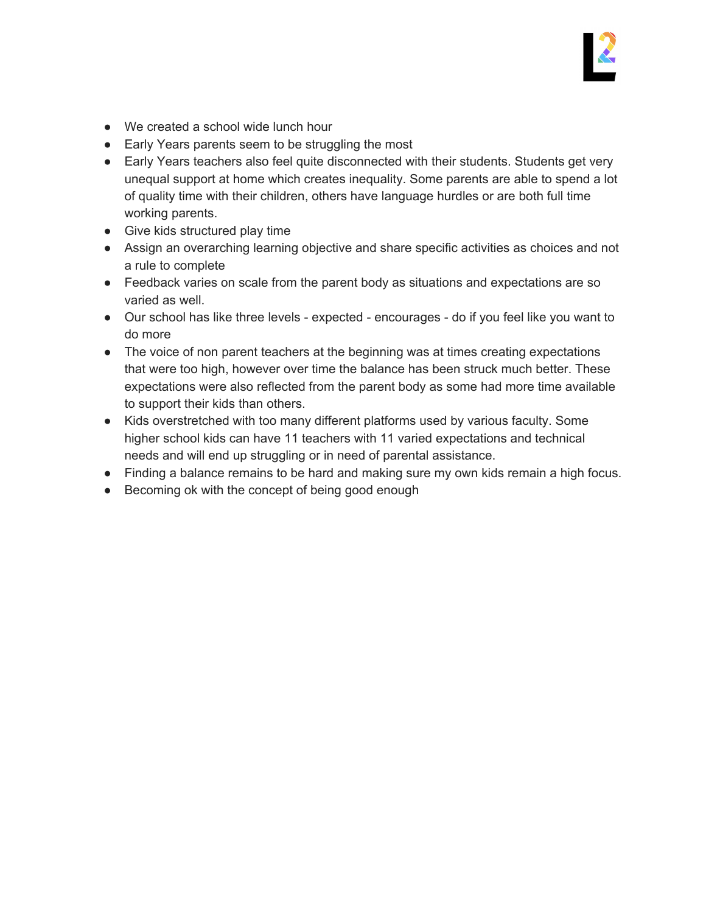- We created a school wide lunch hour
- Early Years parents seem to be struggling the most
- Early Years teachers also feel quite disconnected with their students. Students get very unequal support at home which creates inequality. Some parents are able to spend a lot of quality time with their children, others have language hurdles or are both full time working parents.
- Give kids structured play time
- Assign an overarching learning objective and share specific activities as choices and not a rule to complete
- Feedback varies on scale from the parent body as situations and expectations are so varied as well.
- Our school has like three levels - expected - encourages - do if you feel like you want to do more
- The voice of non parent teachers at the beginning was at times creating expectations that were too high, however over time the balance has been struck much better. These expectations were also reflected from the parent body as some had more time available to support their kids than others.
- Kids overstretched with too many different platforms used by various faculty. Some higher school kids can have 11 teachers with 11 varied expectations and technical needs and will end up struggling or in need of parental assistance.
- Finding a balance remains to be hard and making sure my own kids remain a high focus.
- Becoming ok with the concept of being good enough